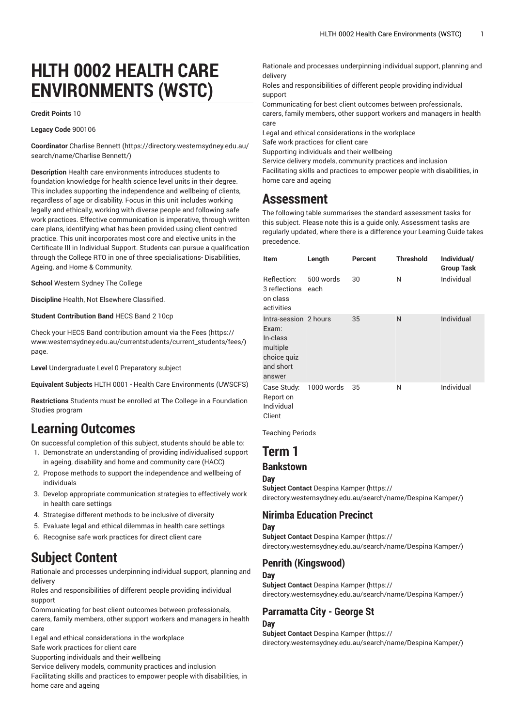# HLTH 0002 HEALTH CARE ENVIRONMENTS (WSTC)

**Credit Points** 10

**Legacy Code** 900106

**Coordinator** Charlise Bennett (https://directory.westernsydney.edu.au/search/name/Charlise Bennett/)

**Description** Health care environments introduces students to foundation knowledge for health science level units in their degree. This includes supporting the independence and wellbeing of clients, regardless of age or disability. Focus in this unit includes working legally and ethically, working with diverse people and following safe work practices. Effective communication is imperative, through written care plans, identifying what has been provided using client centred practice. This unit incorporates most core and elective units in the Certificate III in Individual Support. Students can pursue a qualification through the College RTO in one of three specialisations- Disabilities, Ageing, and Home & Community.

**School** Western Sydney The College

**Discipline** Health, Not Elsewhere Classified.

**Student Contribution Band** HECS Band 2 10cp

Check your HECS Band contribution amount via the Fees (https://www.westernsydney.edu.au/currentstudents/current_students/fees/) page.

**Level** Undergraduate Level 0 Preparatory subject

**Equivalent Subjects** HLTH 0001 - Health Care Environments (UWSCFS)

**Restrictions** Students must be enrolled at The College in a Foundation Studies program

## Learning Outcomes

On successful completion of this subject, students should be able to:

1. Demonstrate an understanding of providing individualised support in ageing, disability and home and community care (HACC)
2. Propose methods to support the independence and wellbeing of individuals
3. Develop appropriate communication strategies to effectively work in health care settings
4. Strategise different methods to be inclusive of diversity
5. Evaluate legal and ethical dilemmas in health care settings
6. Recognise safe work practices for direct client care

## Subject Content

Rationale and processes underpinning individual support, planning and delivery
Roles and responsibilities of different people providing individual support
Communicating for best client outcomes between professionals, carers, family members, other support workers and managers in health care
Legal and ethical considerations in the workplace
Safe work practices for client care
Supporting individuals and their wellbeing
Service delivery models, community practices and inclusion
Facilitating skills and practices to empower people with disabilities, in home care and ageing

Rationale and processes underpinning individual support, planning and delivery
Roles and responsibilities of different people providing individual support
Communicating for best client outcomes between professionals, carers, family members, other support workers and managers in health care
Legal and ethical considerations in the workplace
Safe work practices for client care
Supporting individuals and their wellbeing
Service delivery models, community practices and inclusion
Facilitating skills and practices to empower people with disabilities, in home care and ageing

## Assessment

The following table summarises the standard assessment tasks for this subject. Please note this is a guide only. Assessment tasks are regularly updated, where there is a difference your Learning Guide takes precedence.

| Item | Length | Percent | Threshold | Individual/ Group Task |
|---|---|---|---|---|
| Reflection: 3 reflections on class activities | 500 words each | 30 | N | Individual |
| Intra-session Exam: In-class multiple choice quiz and short answer | 2 hours | 35 | N | Individual |
| Case Study: Report on Individual Client | 1000 words | 35 | N | Individual |

Teaching Periods

## Term 1

### Bankstown

#### Day

**Subject Contact** Despina Kamper (https://directory.westernsydney.edu.au/search/name/Despina Kamper/)

### Nirimba Education Precinct

#### Day

**Subject Contact** Despina Kamper (https://directory.westernsydney.edu.au/search/name/Despina Kamper/)

### Penrith (Kingswood)

#### Day

**Subject Contact** Despina Kamper (https://directory.westernsydney.edu.au/search/name/Despina Kamper/)

### Parramatta City - George St

#### Day

**Subject Contact** Despina Kamper (https://directory.westernsydney.edu.au/search/name/Despina Kamper/)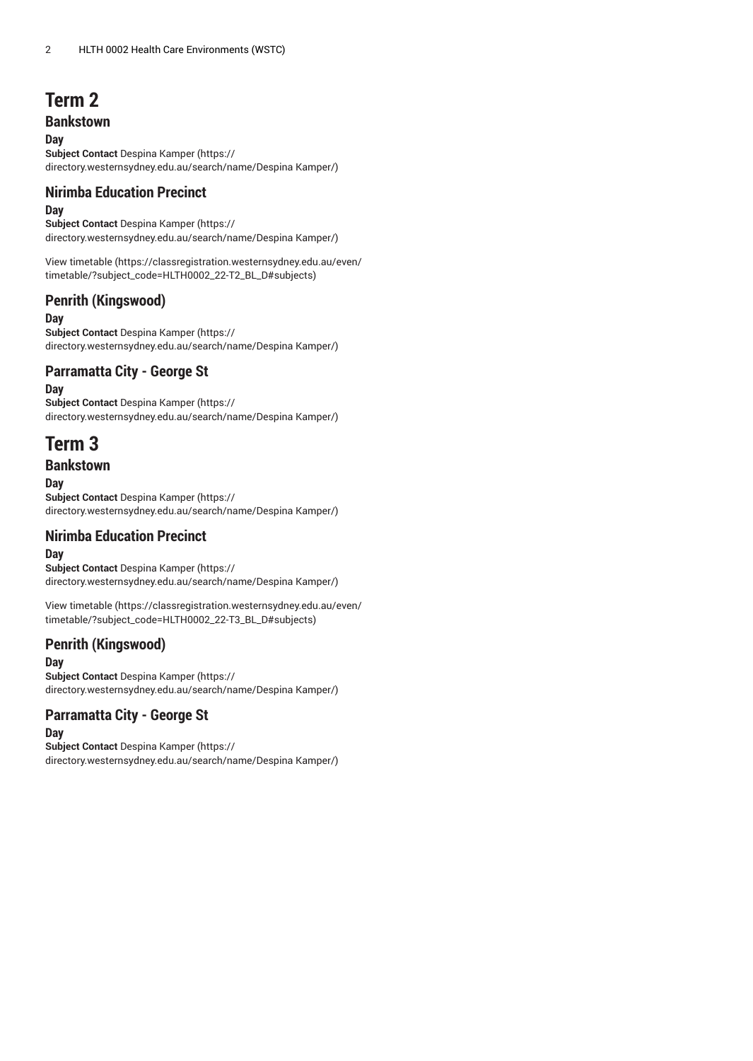# Term 2

## Bankstown

### Day

**Subject Contact** Despina Kamper (https://directory.westernsydney.edu.au/search/name/Despina Kamper/)

## Nirimba Education Precinct

### Day

**Subject Contact** Despina Kamper (https://directory.westernsydney.edu.au/search/name/Despina Kamper/)

View timetable (https://classregistration.westernsydney.edu.au/even/timetable/?subject_code=HLTH0002_22-T2_BL_D#subjects)

## Penrith (Kingswood)

### Day

**Subject Contact** Despina Kamper (https://directory.westernsydney.edu.au/search/name/Despina Kamper/)

## Parramatta City - George St

### Day

**Subject Contact** Despina Kamper (https://directory.westernsydney.edu.au/search/name/Despina Kamper/)

# Term 3

## Bankstown

### Day

**Subject Contact** Despina Kamper (https://directory.westernsydney.edu.au/search/name/Despina Kamper/)

## Nirimba Education Precinct

### Day

**Subject Contact** Despina Kamper (https://directory.westernsydney.edu.au/search/name/Despina Kamper/)

View timetable (https://classregistration.westernsydney.edu.au/even/timetable/?subject_code=HLTH0002_22-T3_BL_D#subjects)

## Penrith (Kingswood)

### Day

**Subject Contact** Despina Kamper (https://directory.westernsydney.edu.au/search/name/Despina Kamper/)

## Parramatta City - George St

### Day

**Subject Contact** Despina Kamper (https://directory.westernsydney.edu.au/search/name/Despina Kamper/)